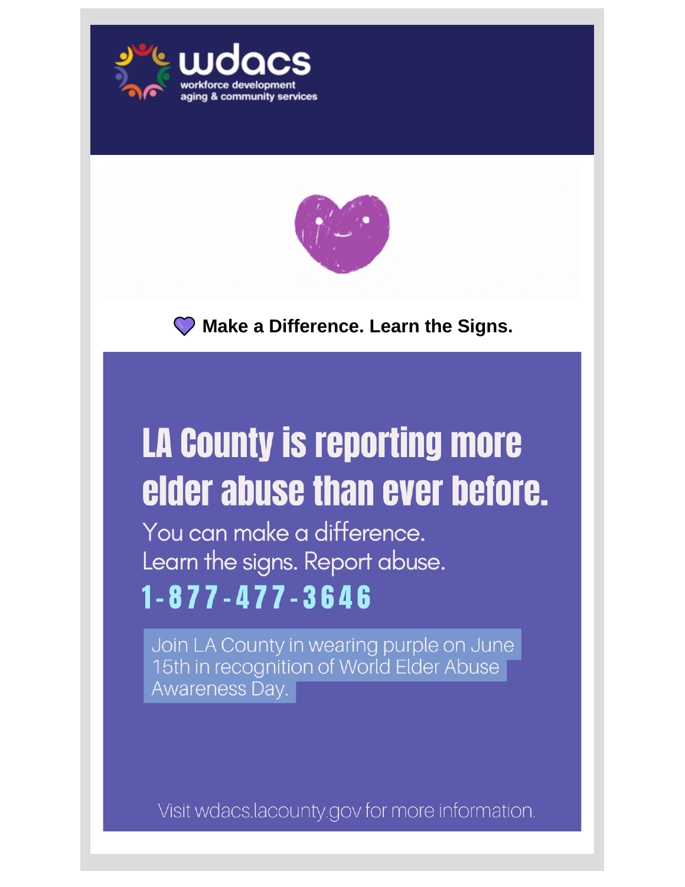wdacs
workforce development
aging & community services

💜 **Make a Difference. Learn the Signs.**

# LA County is reporting more elder abuse than ever before.

You can make a difference.
Learn the signs. Report abuse.

## 1-877-477-3646

Join LA County in wearing purple on June 15th in recognition of World Elder Abuse Awareness Day.

Visit wdacs.lacounty.gov for more information.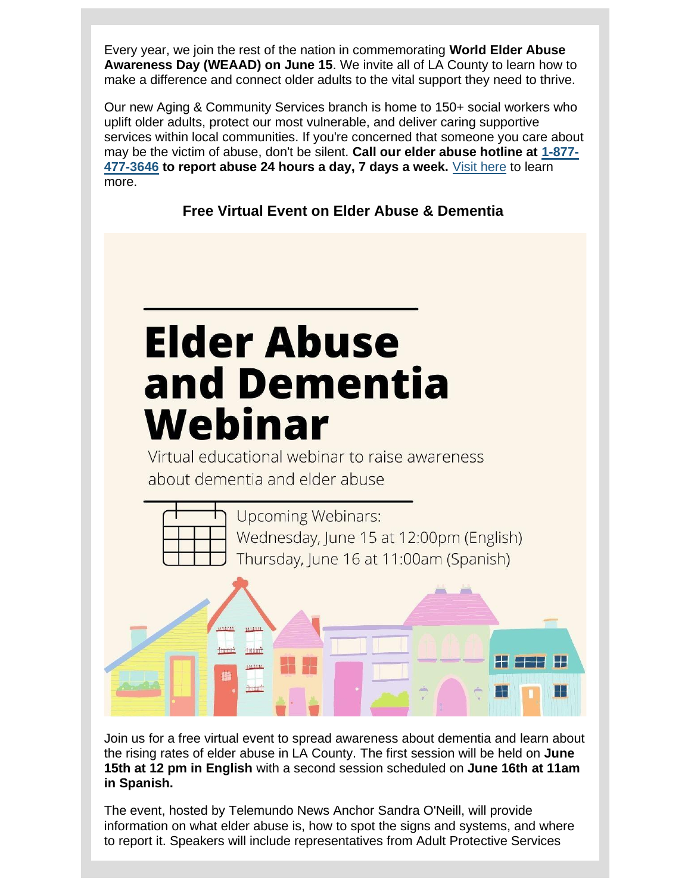Every year, we join the rest of the nation in commemorating **World Elder Abuse Awareness Day (WEAAD) on June 15**. We invite all of LA County to learn how to make a difference and connect older adults to the vital support they need to thrive.

Our new Aging & Community Services branch is home to 150+ social workers who uplift older adults, protect our most vulnerable, and deliver caring supportive services within local communities. If you're concerned that someone you care about may be the victim of abuse, don't be silent. **Call our elder abuse hotline at 1-877-477-3646 to report abuse 24 hours a day, 7 days a week.** Visit here to learn more.

**Free Virtual Event on Elder Abuse & Dementia**

# Elder Abuse and Dementia Webinar

Virtual educational webinar to raise awareness about dementia and elder abuse

Upcoming Webinars:
Wednesday, June 15 at 12:00pm (English)
Thursday, June 16 at 11:00am (Spanish)

Join us for a free virtual event to spread awareness about dementia and learn about the rising rates of elder abuse in LA County. The first session will be held on **June 15th at 12 pm in English** with a second session scheduled on **June 16th at 11am in Spanish.**

The event, hosted by Telemundo News Anchor Sandra O'Neill, will provide information on what elder abuse is, how to spot the signs and systems, and where to report it. Speakers will include representatives from Adult Protective Services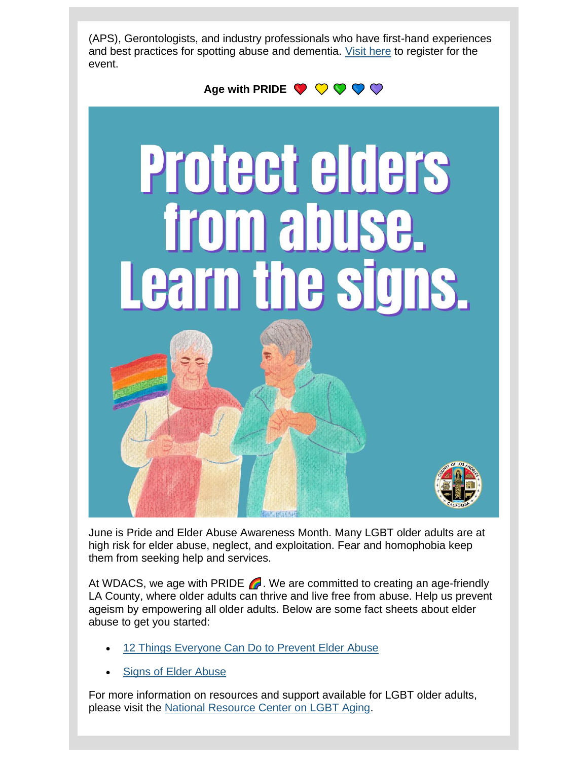(APS), Gerontologists, and industry professionals who have first-hand experiences and best practices for spotting abuse and dementia. [Visit here] to register for the event.

**Age with PRIDE ❤️ 💛 💚 💙 💜**

June is Pride and Elder Abuse Awareness Month. Many LGBT older adults are at high risk for elder abuse, neglect, and exploitation. Fear and homophobia keep them from seeking help and services.

At WDACS, we age with PRIDE 🌈. We are committed to creating an age-friendly LA County, where older adults can thrive and live free from abuse. Help us prevent ageism by empowering all older adults. Below are some fact sheets about elder abuse to get you started:

- 12 Things Everyone Can Do to Prevent Elder Abuse
- Signs of Elder Abuse

For more information on resources and support available for LGBT older adults, please visit the National Resource Center on LGBT Aging.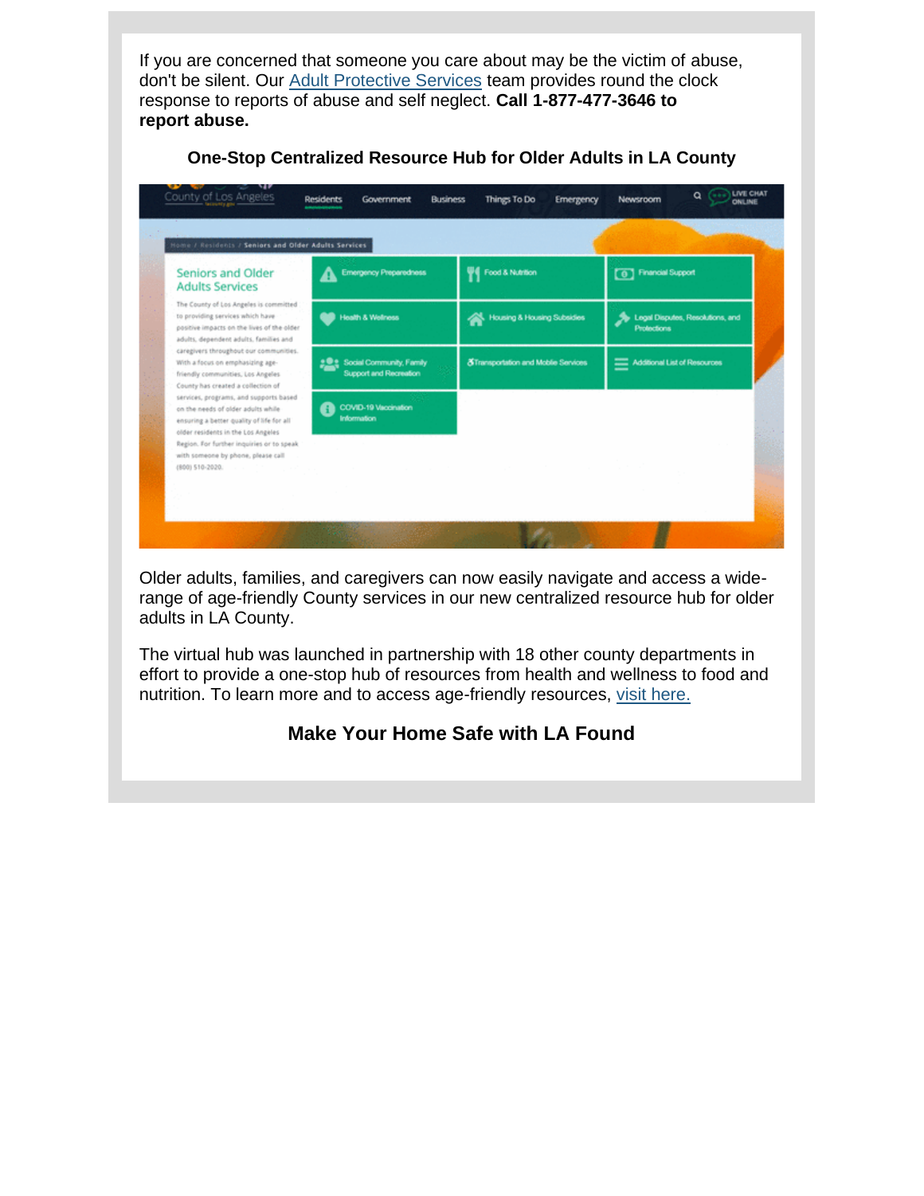If you are concerned that someone you care about may be the victim of abuse, don't be silent. Our Adult Protective Services team provides round the clock response to reports of abuse and self neglect. **Call 1-877-477-3646 to report abuse.**

### One-Stop Centralized Resource Hub for Older Adults in LA County

Older adults, families, and caregivers can now easily navigate and access a wide-range of age-friendly County services in our new centralized resource hub for older adults in LA County.

The virtual hub was launched in partnership with 18 other county departments in effort to provide a one-stop hub of resources from health and wellness to food and nutrition. To learn more and to access age-friendly resources, visit here.

### Make Your Home Safe with LA Found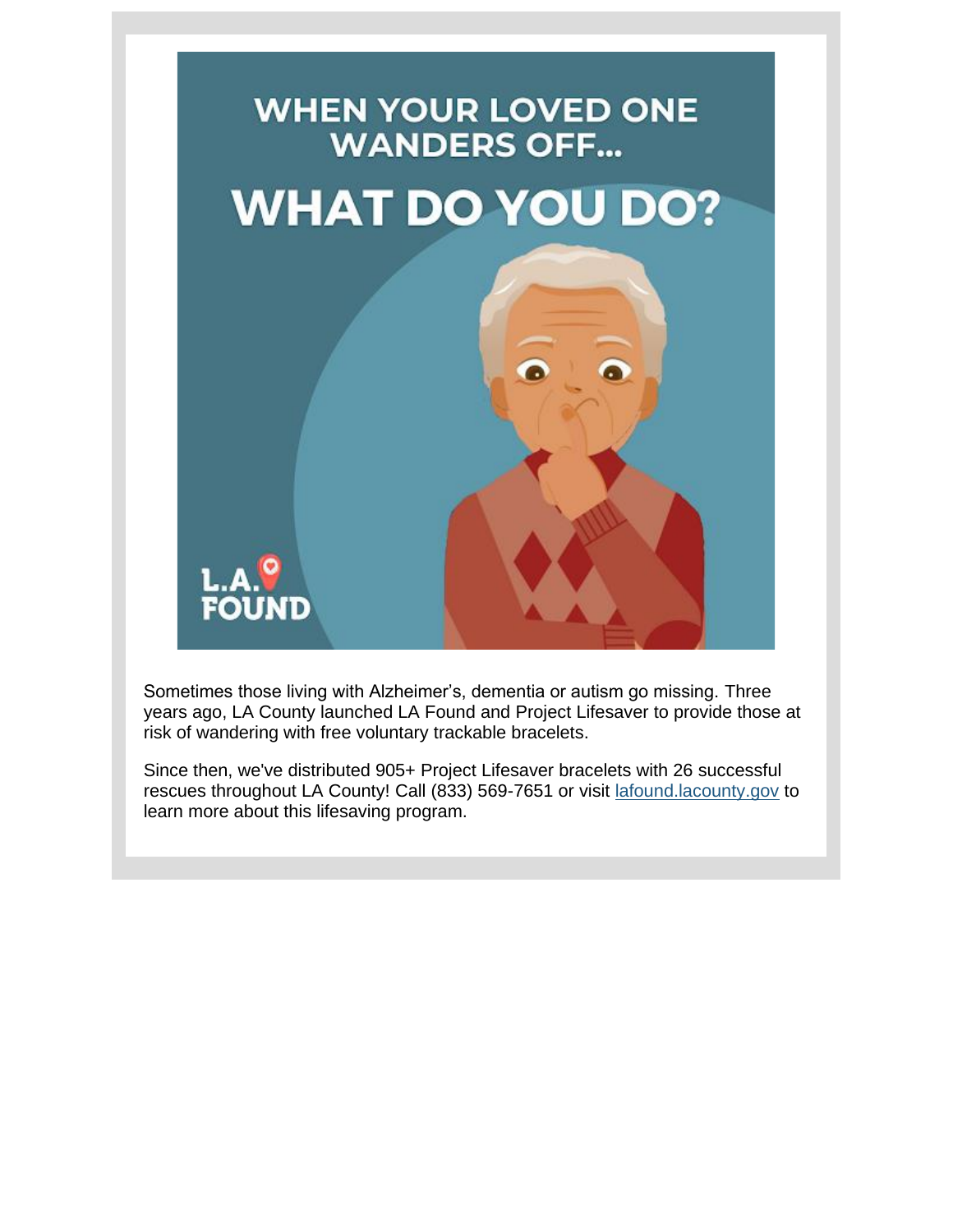# WHEN YOUR LOVED ONE WANDERS OFF...

# WHAT DO YOU DO?

L.A. FOUND

Sometimes those living with Alzheimer's, dementia or autism go missing. Three years ago, LA County launched LA Found and Project Lifesaver to provide those at risk of wandering with free voluntary trackable bracelets.

Since then, we've distributed 905+ Project Lifesaver bracelets with 26 successful rescues throughout LA County! Call (833) 569-7651 or visit [lafound.lacounty.gov](lafound.lacounty.gov) to learn more about this lifesaving program.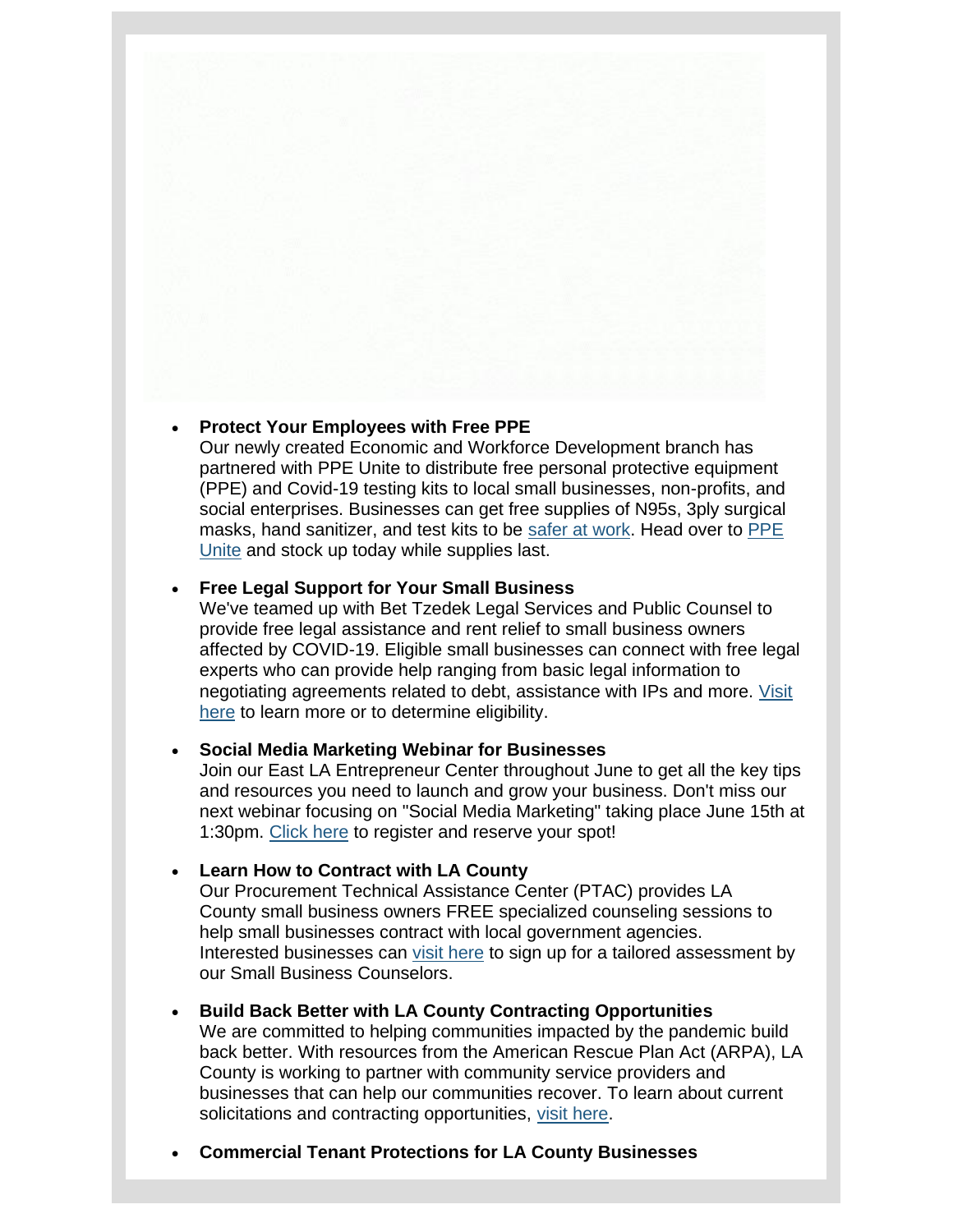- **Protect Your Employees with Free PPE**
  Our newly created Economic and Workforce Development branch has partnered with PPE Unite to distribute free personal protective equipment (PPE) and Covid-19 testing kits to local small businesses, non-profits, and social enterprises. Businesses can get free supplies of N95s, 3ply surgical masks, hand sanitizer, and test kits to be safer at work. Head over to PPE Unite and stock up today while supplies last.

- **Free Legal Support for Your Small Business**
  We've teamed up with Bet Tzedek Legal Services and Public Counsel to provide free legal assistance and rent relief to small business owners affected by COVID-19. Eligible small businesses can connect with free legal experts who can provide help ranging from basic legal information to negotiating agreements related to debt, assistance with IPs and more. Visit here to learn more or to determine eligibility.

- **Social Media Marketing Webinar for Businesses**
  Join our East LA Entrepreneur Center throughout June to get all the key tips and resources you need to launch and grow your business. Don't miss our next webinar focusing on "Social Media Marketing" taking place June 15th at 1:30pm. Click here to register and reserve your spot!

- **Learn How to Contract with LA County**
  Our Procurement Technical Assistance Center (PTAC) provides LA County small business owners FREE specialized counseling sessions to help small businesses contract with local government agencies. Interested businesses can visit here to sign up for a tailored assessment by our Small Business Counselors.

- **Build Back Better with LA County Contracting Opportunities**
  We are committed to helping communities impacted by the pandemic build back better. With resources from the American Rescue Plan Act (ARPA), LA County is working to partner with community service providers and businesses that can help our communities recover. To learn about current solicitations and contracting opportunities, visit here.

- **Commercial Tenant Protections for LA County Businesses**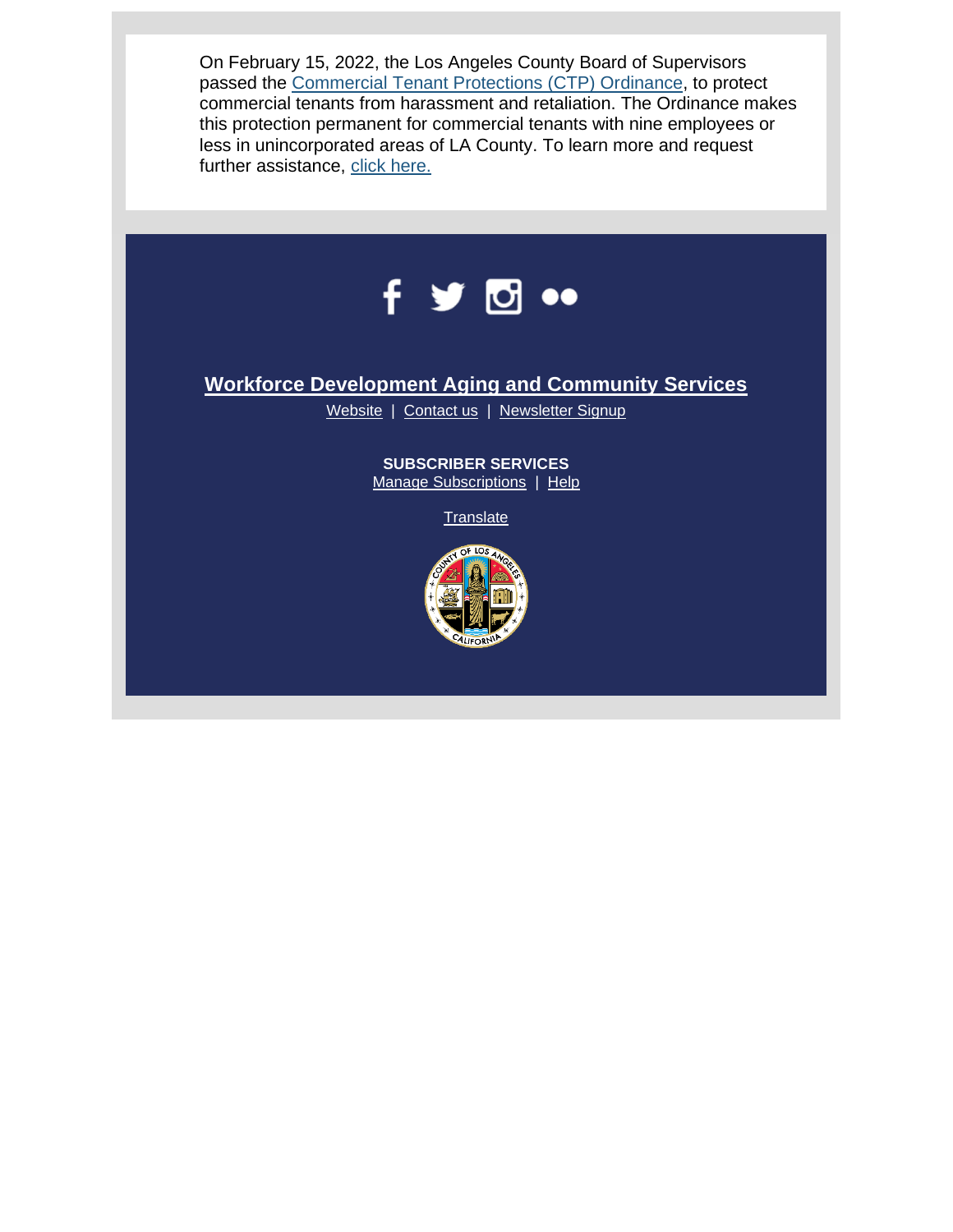On February 15, 2022, the Los Angeles County Board of Supervisors passed the Commercial Tenant Protections (CTP) Ordinance, to protect commercial tenants from harassment and retaliation. The Ordinance makes this protection permanent for commercial tenants with nine employees or less in unincorporated areas of LA County. To learn more and request further assistance, click here.

**Workforce Development Aging and Community Services**

Website | Contact us | Newsletter Signup

**SUBSCRIBER SERVICES**

Manage Subscriptions | Help

Translate